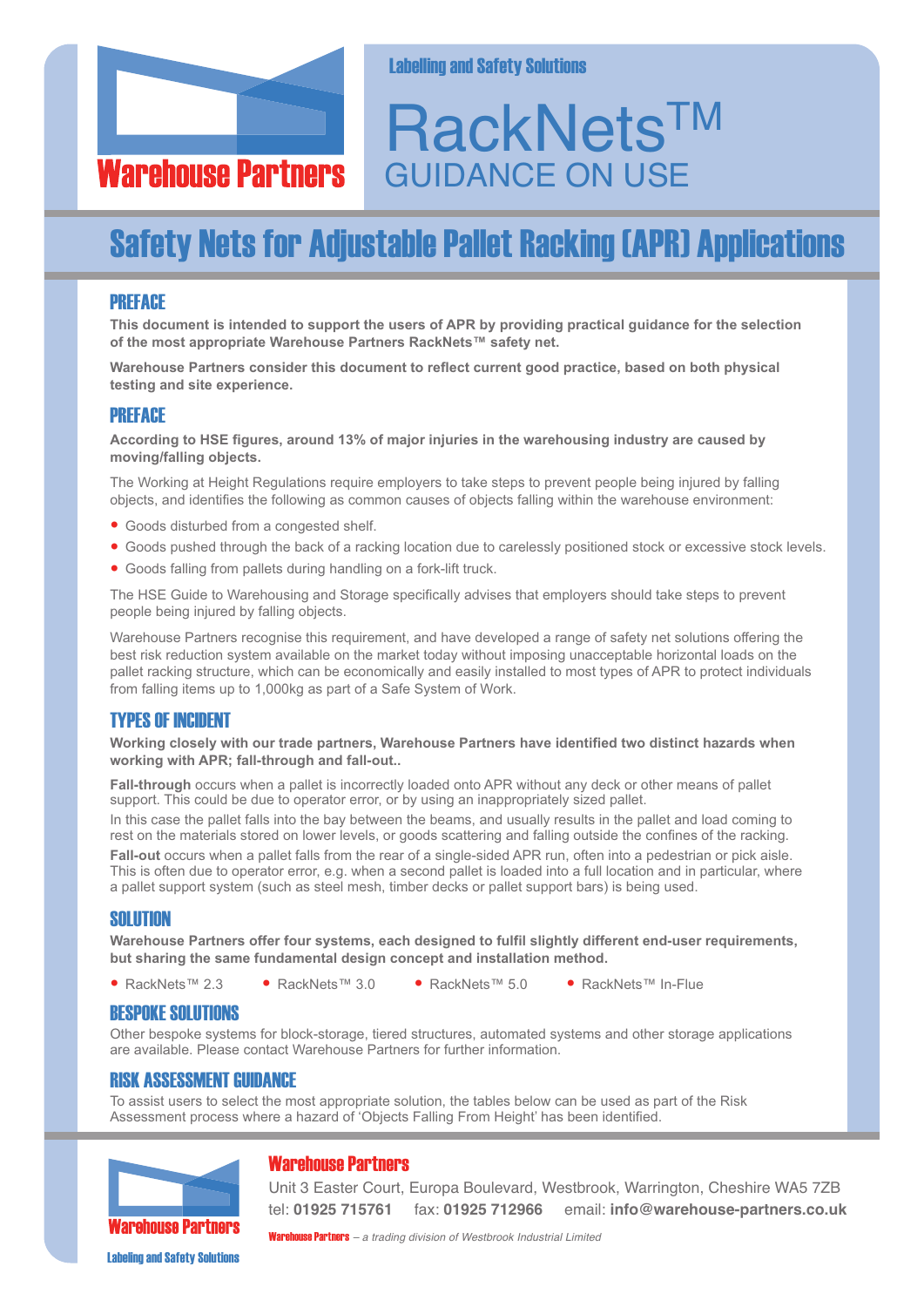Warehouse Partners

Labelling and Safety Solutions

# RackNets™ GUIDANCE ON USE

## Safety Nets for Adjustable Pallet Racking (APR) Applications

### PREFACE

**This document is intended to support the users of APR by providing practical guidance for the selection of the most appropriate Warehouse Partners RackNets™ safety net.**

**Warehouse Partners consider this document to reflect current good practice, based on both physical testing and site experience.**

### PREFACE

**According to HSE figures, around 13% of major injuries in the warehousing industry are caused by moving/falling objects.**

The Working at Height Regulations require employers to take steps to prevent people being injured by falling objects, and identifies the following as common causes of objects falling within the warehouse environment:

- Goods disturbed from a congested shelf.
- Goods pushed through the back of a racking location due to carelessly positioned stock or excessive stock levels.
- Goods falling from pallets during handling on a fork-lift truck.

The HSE Guide to Warehousing and Storage specifically advises that employers should take steps to prevent people being injured by falling objects.

Warehouse Partners recognise this requirement, and have developed a range of safety net solutions offering the best risk reduction system available on the market today without imposing unacceptable horizontal loads on the pallet racking structure, which can be economically and easily installed to most types of APR to protect individuals from falling items up to 1,000kg as part of a Safe System of Work.

### TYPES OF INCIDENT

**Working closely with our trade partners, Warehouse Partners have identified two distinct hazards when working with APR; fall-through and fall-out..**

**Fall-through** occurs when a pallet is incorrectly loaded onto APR without any deck or other means of pallet support. This could be due to operator error, or by using an inappropriately sized pallet.

In this case the pallet falls into the bay between the beams, and usually results in the pallet and load coming to rest on the materials stored on lower levels, or goods scattering and falling outside the confines of the racking.

**Fall-out** occurs when a pallet falls from the rear of a single-sided APR run, often into a pedestrian or pick aisle. This is often due to operator error, e.g. when a second pallet is loaded into a full location and in particular, where a pallet support system (such as steel mesh, timber decks or pallet support bars) is being used.

### SOLUTION

**Warehouse Partners offer four systems, each designed to fulfil slightly different end-user requirements, but sharing the same fundamental design concept and installation method.**

- RackNets™ 2.3
- RackNets™ 3.0
- RackNets™ 5.0
- RackNets™ In-Flue

### BESPOKE SOLUTIONS

Other bespoke systems for block-storage, tiered structures, automated systems and other storage applications are available. Please contact Warehouse Partners for further information.

### RISK ASSESSMENT GUIDANCE

To assist users to select the most appropriate solution, the tables below can be used as part of the Risk Assessment process where a hazard of 'Objects Falling From Height' has been identified.

**Warehouse Partners**

Unit 3 Easter Court, Europa Boulevard, Westbrook, Warrington, Cheshire WA5 7ZB
tel: **01925 715761** fax: **01925 712966** email: **info@warehouse-partners.co.uk**

Warehouse Partners *– a trading division of Westbrook Industrial Limited*

Warehouse Partners
Labeling and Safety Solutions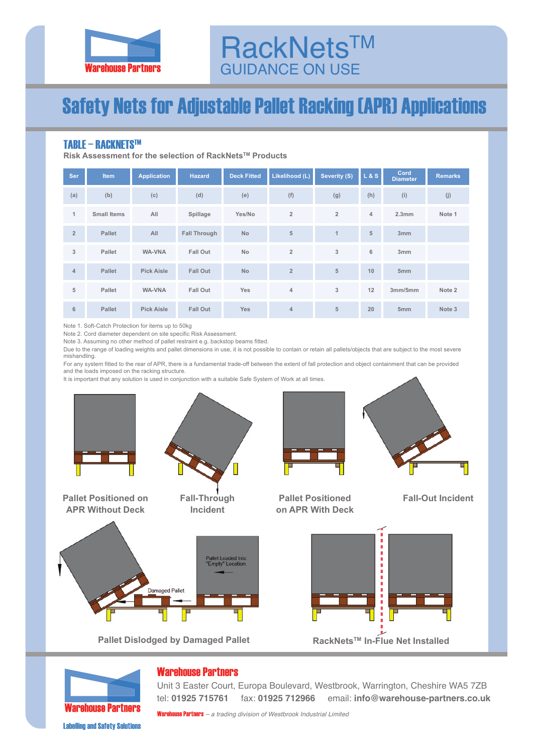# RackNets™

## GUIDANCE ON USE

# Safety Nets for Adjustable Pallet Racking (APR) Applications

### TABLE – RACKNETS™

**Risk Assessment for the selection of RackNets™ Products**

| Ser | Item | Application | Hazard | Deck Fitted | Likelihood (L) | Severity (S) | L & S | Cord Diameter | Remarks |
|---|---|---|---|---|---|---|---|---|---|
| (a) | (b) | (c) | (d) | (e) | (f) | (g) | (h) | (i) | (j) |
| 1 | Small Items | All | Spillage | Yes/No | 2 | 2 | 4 | 2.3mm | Note 1 |
| 2 | Pallet | All | Fall Through | No | 5 | 1 | 5 | 3mm | |
| 3 | Pallet | WA-VNA | Fall Out | No | 2 | 3 | 6 | 3mm | |
| 4 | Pallet | Pick Aisle | Fall Out | No | 2 | 5 | 10 | 5mm | |
| 5 | Pallet | WA-VNA | Fall Out | Yes | 4 | 3 | 12 | 3mm/5mm | Note 2 |
| 6 | Pallet | Pick Aisle | Fall Out | Yes | 4 | 5 | 20 | 5mm | Note 3 |

Note 1. Soft-Catch Protection for items up to 50kg

Note 2. Cord diameter dependent on site specific Risk Assessment.

Note 3. Assuming no other method of pallet restraint e.g. backstop beams fitted.

Due to the range of loading weights and pallet dimensions in use, it is not possible to contain or retain all pallets/objects that are subject to the most severe mishandling.

For any system fitted to the rear of APR, there is a fundamental trade-off between the extent of fall protection and object containment that can be provided and the loads imposed on the racking structure.

It is important that any solution is used in conjunction with a suitable Safe System of Work at all times.

Pallet Positioned on APR Without Deck

Fall-Through Incident

Pallet Positioned on APR With Deck

Fall-Out Incident

Pallet Loaded Into "Empty" Location

Damaged Pallet

Pallet Dislodged by Damaged Pallet

RackNets™ In-Flue Net Installed

**Warehouse Partners**

Unit 3 Easter Court, Europa Boulevard, Westbrook, Warrington, Cheshire WA5 7ZB

tel: **01925 715761** fax: **01925 712966** email: **info@warehouse-partners.co.uk**

**Warehouse Partners** – *a trading division of Westbrook Industrial Limited*

Labelling and Safety Solutions